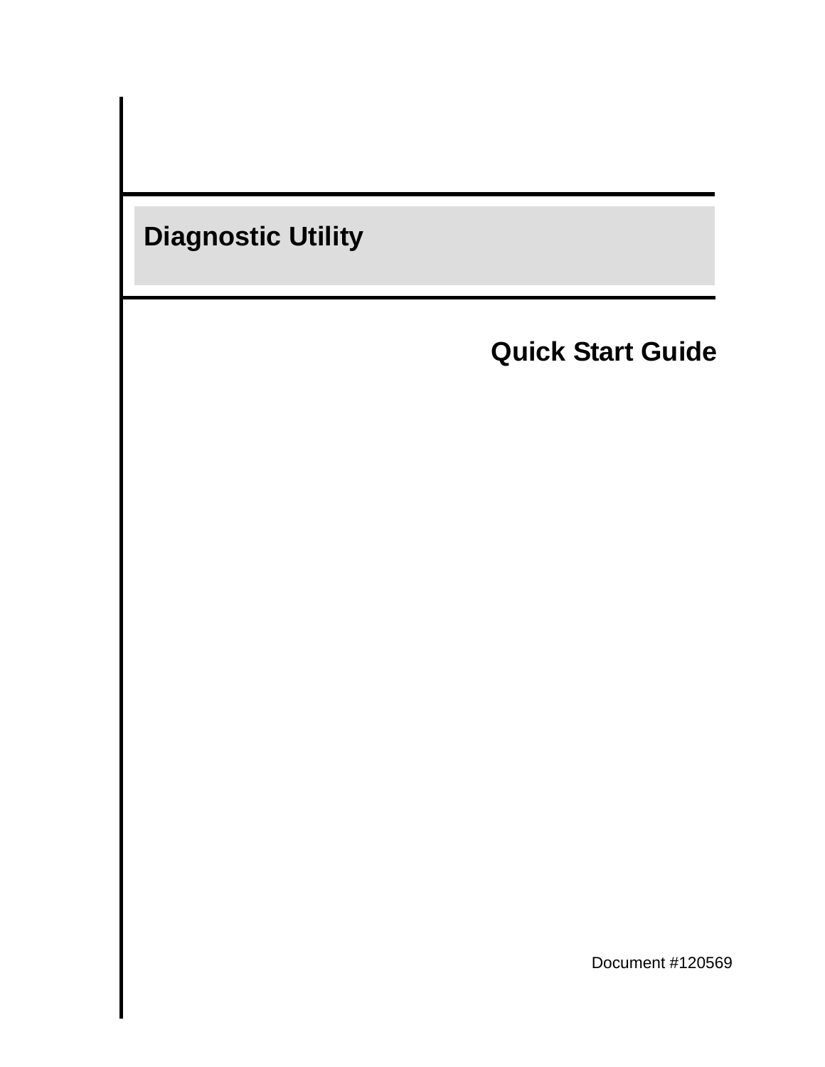# Diagnostic Utility

## Quick Start Guide

Document #120569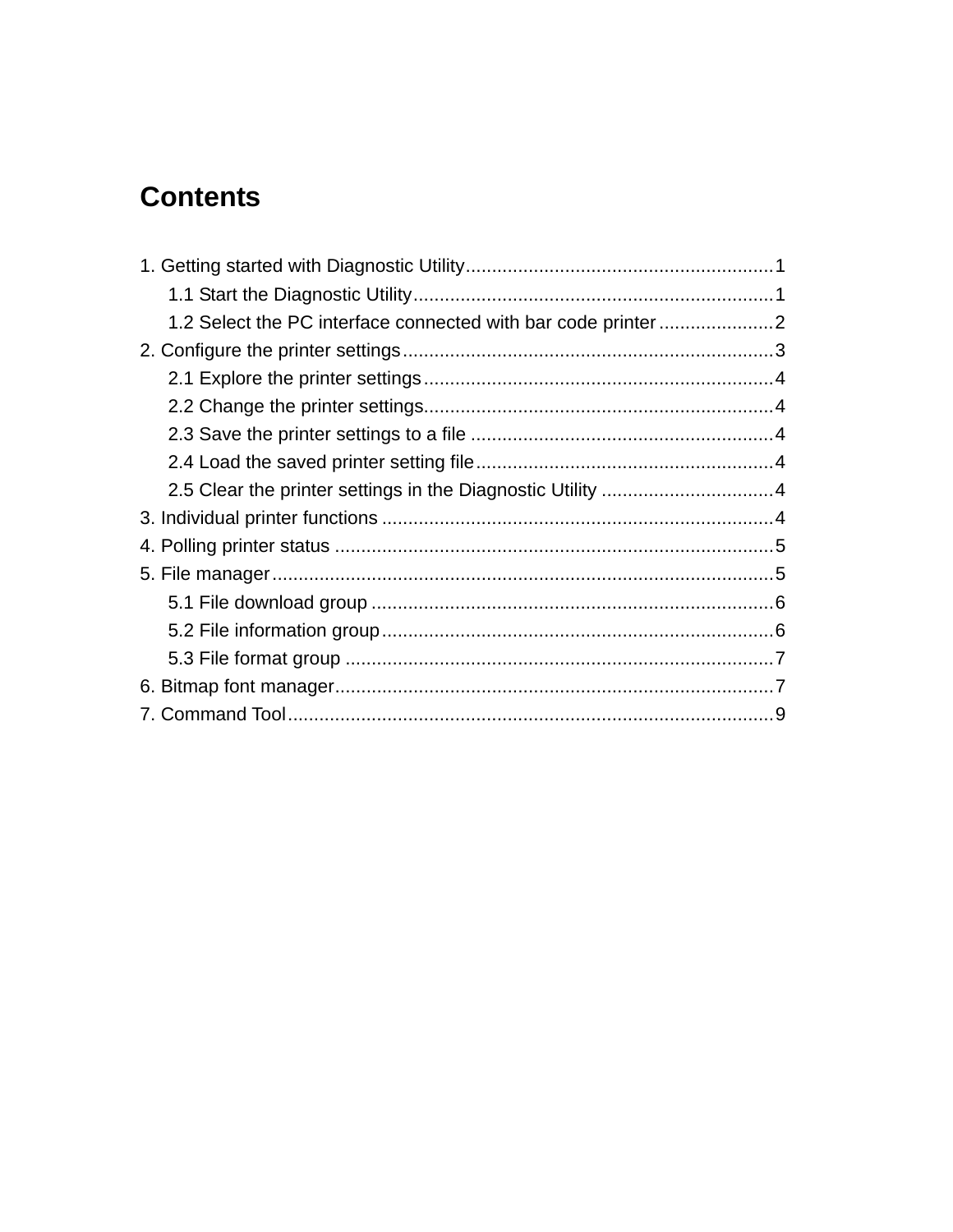# Contents

1. Getting started with Diagnostic Utility .......................................................... 1
    - 1.1 Start the Diagnostic Utility .................................................................... 1
    - 1.2 Select the PC interface connected with bar code printer ...................... 2
2. Configure the printer settings ...................................................................... 3
    - 2.1 Explore the printer settings ................................................................... 4
    - 2.2 Change the printer settings.................................................................... 4
    - 2.3 Save the printer settings to a file .......................................................... 4
    - 2.4 Load the saved printer setting file.......................................................... 4
    - 2.5 Clear the printer settings in the Diagnostic Utility ................................. 4
3. Individual printer functions .......................................................................... 4
4. Polling printer status .................................................................................... 5
5. File manager ................................................................................................. 5
    - 5.1 File download group .............................................................................. 6
    - 5.2 File information group ........................................................................... 6
    - 5.3 File format group ................................................................................... 7
6. Bitmap font manager .................................................................................... 7
7. Command Tool .............................................................................................. 9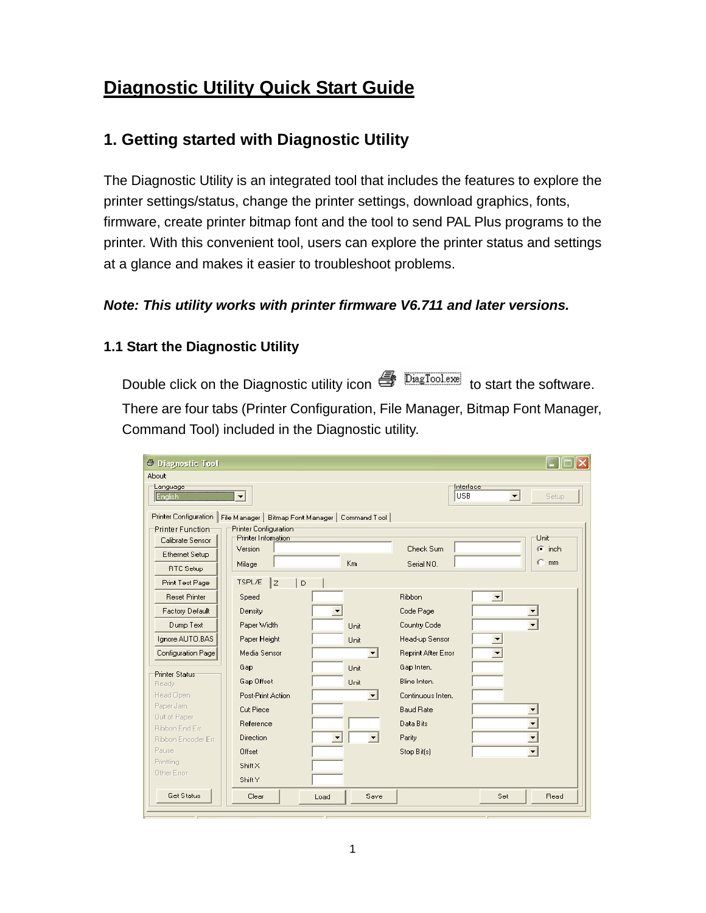# Diagnostic Utility Quick Start Guide

## 1. Getting started with Diagnostic Utility

The Diagnostic Utility is an integrated tool that includes the features to explore the printer settings/status, change the printer settings, download graphics, fonts, firmware, create printer bitmap font and the tool to send PAL Plus programs to the printer. With this convenient tool, users can explore the printer status and settings at a glance and makes it easier to troubleshoot problems.

***Note: This utility works with printer firmware V6.711 and later versions.***

### 1.1 Start the Diagnostic Utility

Double click on the Diagnostic utility icon DiagTool.exe to start the software.

There are four tabs (Printer Configuration, File Manager, Bitmap Font Manager, Command Tool) included in the Diagnostic utility.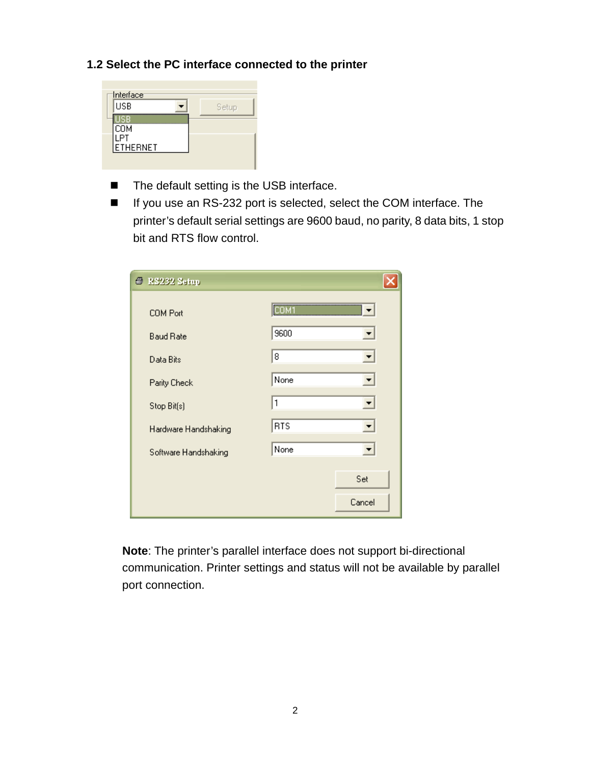### 1.2 Select the PC interface connected to the printer

- The default setting is the USB interface.
- If you use an RS-232 port is selected, select the COM interface. The printer's default serial settings are 9600 baud, no parity, 8 data bits, 1 stop bit and RTS flow control.

**Note**: The printer's parallel interface does not support bi-directional communication. Printer settings and status will not be available by parallel port connection.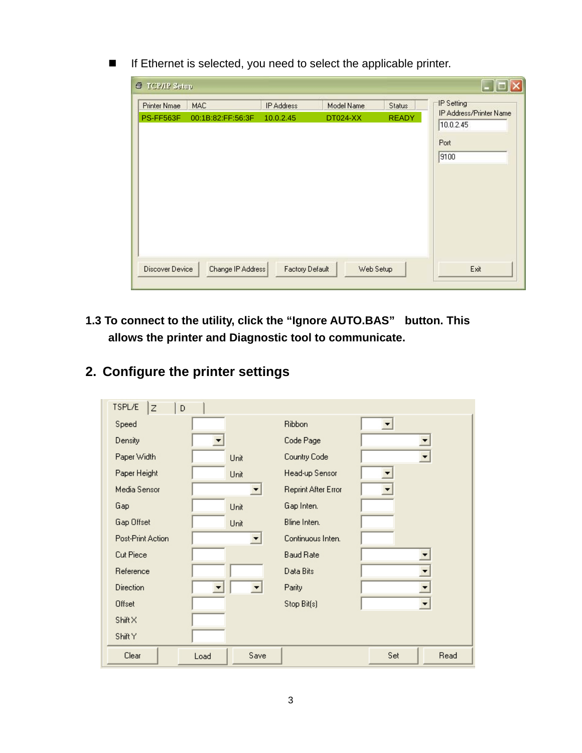- If Ethernet is selected, you need to select the applicable printer.

TCP/IP Setup

| Printer Nmae | MAC | IP Address | Model Name | Status |
|---|---|---|---|---|
| PS-FF563F | 00:1B:82:FF:56:3F | 10.0.2.45 | DT024-XX | READY |

IP Setting
IP Address/Printer Name: 10.0.2.45
Port: 9100

Discover Device | Change IP Address | Factory Default | Web Setup | Exit

**1.3 To connect to the utility, click the "Ignore AUTO.BAS" button. This allows the printer and Diagnostic tool to communicate.**

## 2. Configure the printer settings

TSPL/E | Z | D

| | | | |
|---|---|---|---|
| Speed | | Ribbon | |
| Density | | Code Page | |
| Paper Width | Unit | Country Code | |
| Paper Height | Unit | Head-up Sensor | |
| Media Sensor | | Reprint After Error | |
| Gap | Unit | Gap Inten. | |
| Gap Offset | Unit | Bline Inten. | |
| Post-Print Action | | Continuous Inten. | |
| Cut Piece | | Baud Rate | |
| Reference | | Data Bits | |
| Direction | | Parity | |
| Offset | | Stop Bit(s) | |
| Shift X | | | |
| Shift Y | | | |

Clear | Load | Save | Set | Read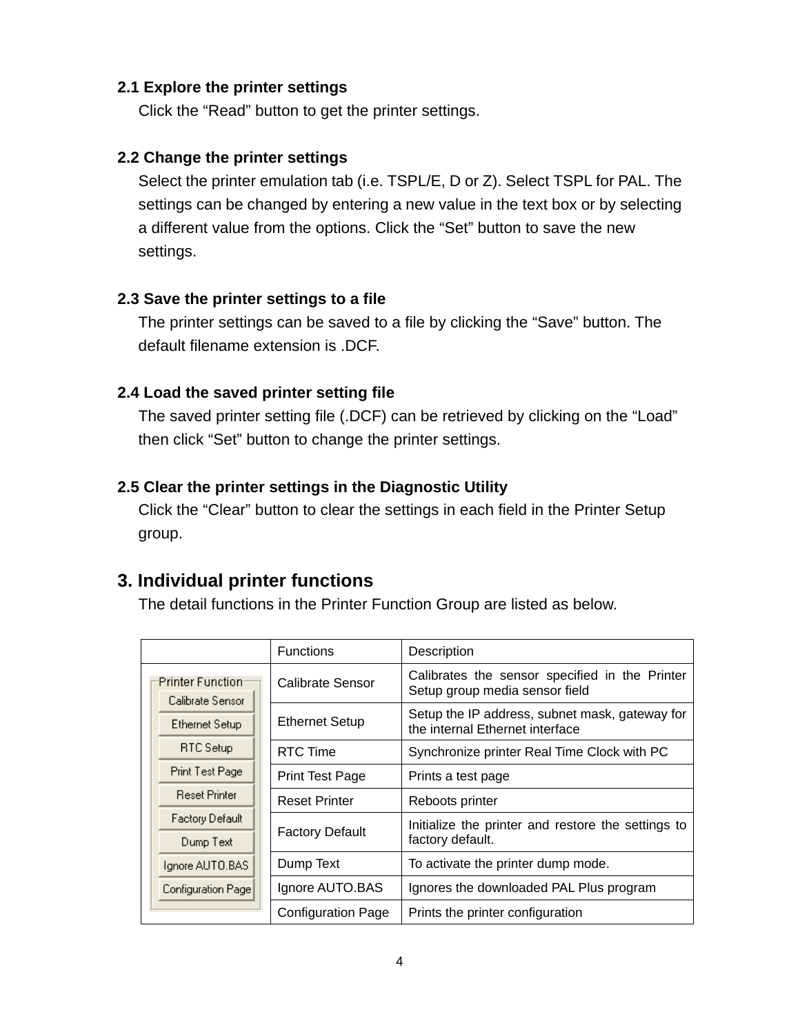### 2.1 Explore the printer settings

Click the "Read" button to get the printer settings.

### 2.2 Change the printer settings

Select the printer emulation tab (i.e. TSPL/E, D or Z). Select TSPL for PAL. The settings can be changed by entering a new value in the text box or by selecting a different value from the options. Click the "Set" button to save the new settings.

### 2.3 Save the printer settings to a file

The printer settings can be saved to a file by clicking the "Save" button. The default filename extension is .DCF.

### 2.4 Load the saved printer setting file

The saved printer setting file (.DCF) can be retrieved by clicking on the "Load" then click "Set" button to change the printer settings.

### 2.5 Clear the printer settings in the Diagnostic Utility

Click the "Clear" button to clear the settings in each field in the Printer Setup group.

## 3. Individual printer functions

The detail functions in the Printer Function Group are listed as below.

| | Functions | Description |
|---|---|---|
| Printer Function | Calibrate Sensor | Calibrates the sensor specified in the Printer Setup group media sensor field |
| | Ethernet Setup | Setup the IP address, subnet mask, gateway for the internal Ethernet interface |
| | RTC Time | Synchronize printer Real Time Clock with PC |
| | Print Test Page | Prints a test page |
| | Reset Printer | Reboots printer |
| | Factory Default | Initialize the printer and restore the settings to factory default. |
| | Dump Text | To activate the printer dump mode. |
| | Ignore AUTO.BAS | Ignores the downloaded PAL Plus program |
| | Configuration Page | Prints the printer configuration |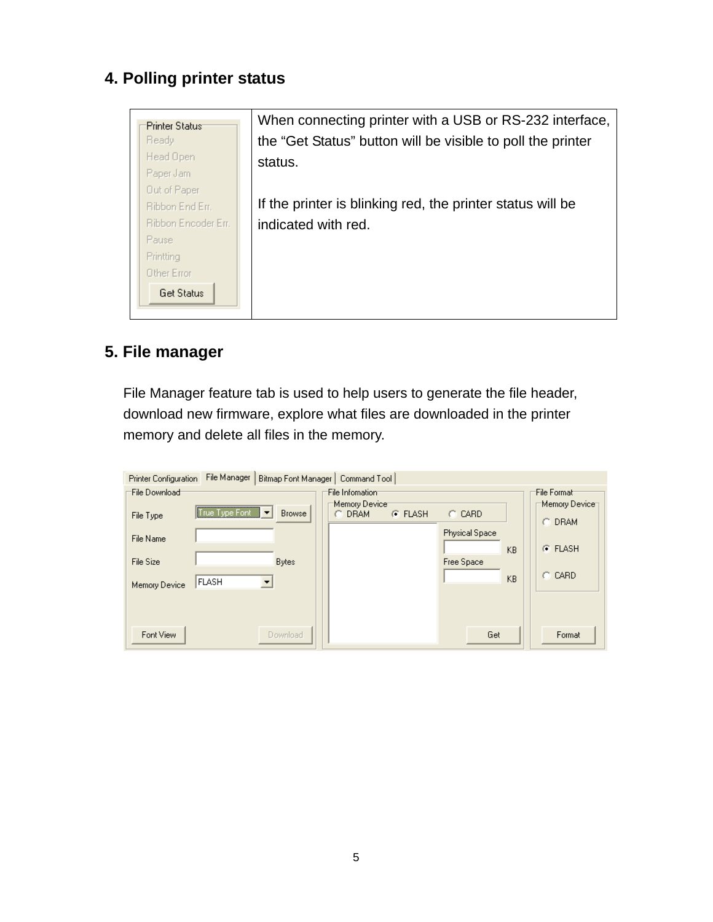## 4. Polling printer status

| Printer Status<br>Ready<br>Head Open<br>Paper Jam<br>Out of Paper<br>Ribbon End Err.<br>Ribbon Encoder Err.<br>Pause<br>Printting<br>Other Error<br>Get Status | When connecting printer with a USB or RS-232 interface, the "Get Status" button will be visible to poll the printer status.<br><br>If the printer is blinking red, the printer status will be indicated with red. |
|---|---|

## 5. File manager

File Manager feature tab is used to help users to generate the file header, download new firmware, explore what files are downloaded in the printer memory and delete all files in the memory.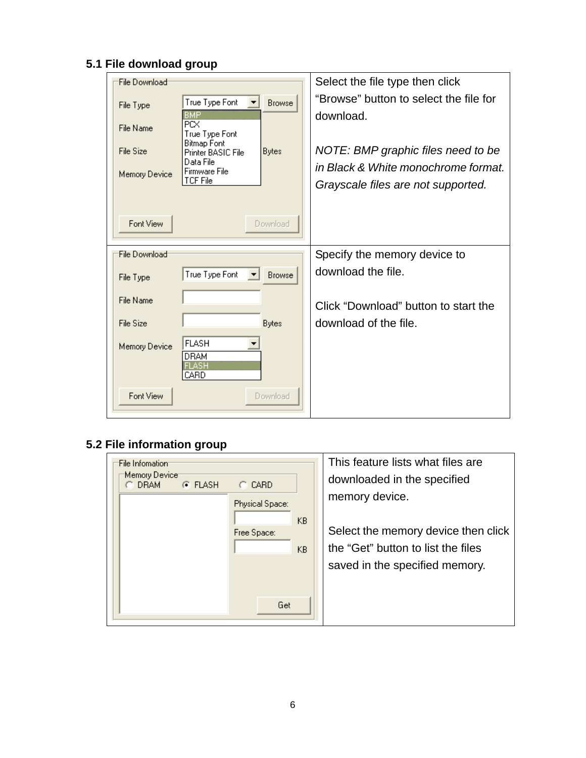### 5.1 File download group

| | |
|---|---|
| | Select the file type then click "Browse" button to select the file for download.<br><br>*NOTE: BMP graphic files need to be in Black & White monochrome format. Grayscale files are not supported.* |
| | Specify the memory device to download the file.<br><br>Click "Download" button to start the download of the file. |

### 5.2 File information group

| | |
|---|---|
| | This feature lists what files are downloaded in the specified memory device.<br><br>Select the memory device then click the "Get" button to list the files saved in the specified memory. |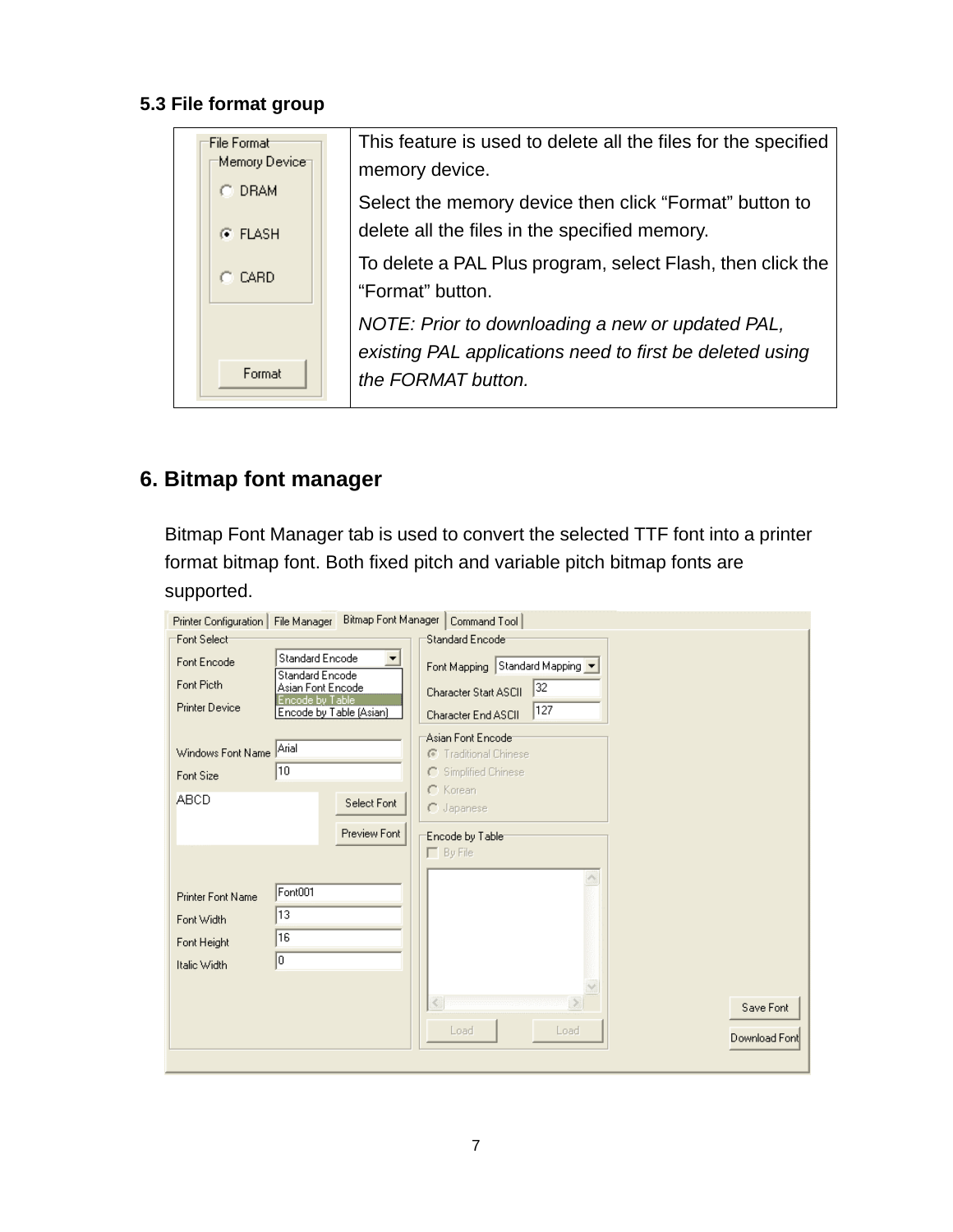### 5.3 File format group

| File Format | |
|---|---|
| Memory Device: DRAM / FLASH / CARD; Format | This feature is used to delete all the files for the specified memory device.<br>Select the memory device then click “Format” button to delete all the files in the specified memory.<br>To delete a PAL Plus program, select Flash, then click the “Format” button.<br>*NOTE: Prior to downloading a new or updated PAL, existing PAL applications need to first be deleted using the FORMAT button.* |

## 6. Bitmap font manager

Bitmap Font Manager tab is used to convert the selected TTF font into a printer format bitmap font. Both fixed pitch and variable pitch bitmap fonts are supported.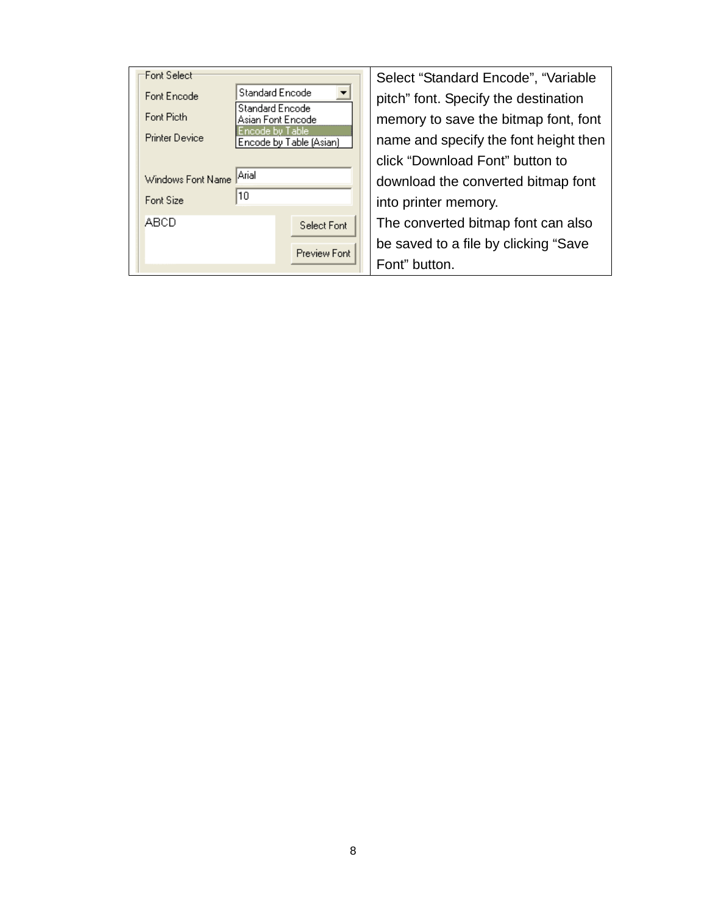| Font Select<br>Font Encode: Standard Encode (Standard Encode / Asian Font Encode / Encode by Table / Encode by Table (Asian))<br>Font Picth<br>Printer Device<br>Windows Font Name: Arial<br>Font Size: 10<br>ABCD<br>Select Font<br>Preview Font | Select “Standard Encode”, “Variable pitch” font. Specify the destination memory to save the bitmap font, font name and specify the font height then click “Download Font” button to download the converted bitmap font into printer memory.<br>The converted bitmap font can also be saved to a file by clicking “Save Font” button. |
|---|---|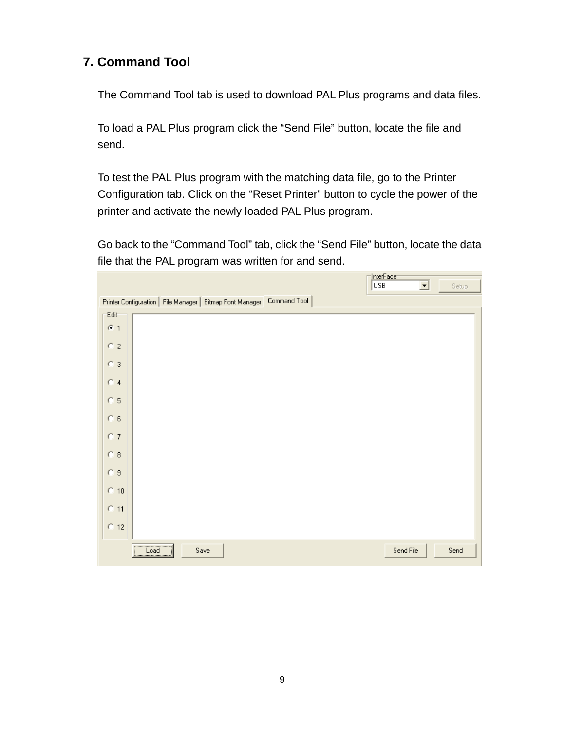## 7. Command Tool

The Command Tool tab is used to download PAL Plus programs and data files.

To load a PAL Plus program click the “Send File” button, locate the file and send.

To test the PAL Plus program with the matching data file, go to the Printer Configuration tab. Click on the “Reset Printer” button to cycle the power of the printer and activate the newly loaded PAL Plus program.

Go back to the “Command Tool” tab, click the “Send File” button, locate the data file that the PAL program was written for and send.